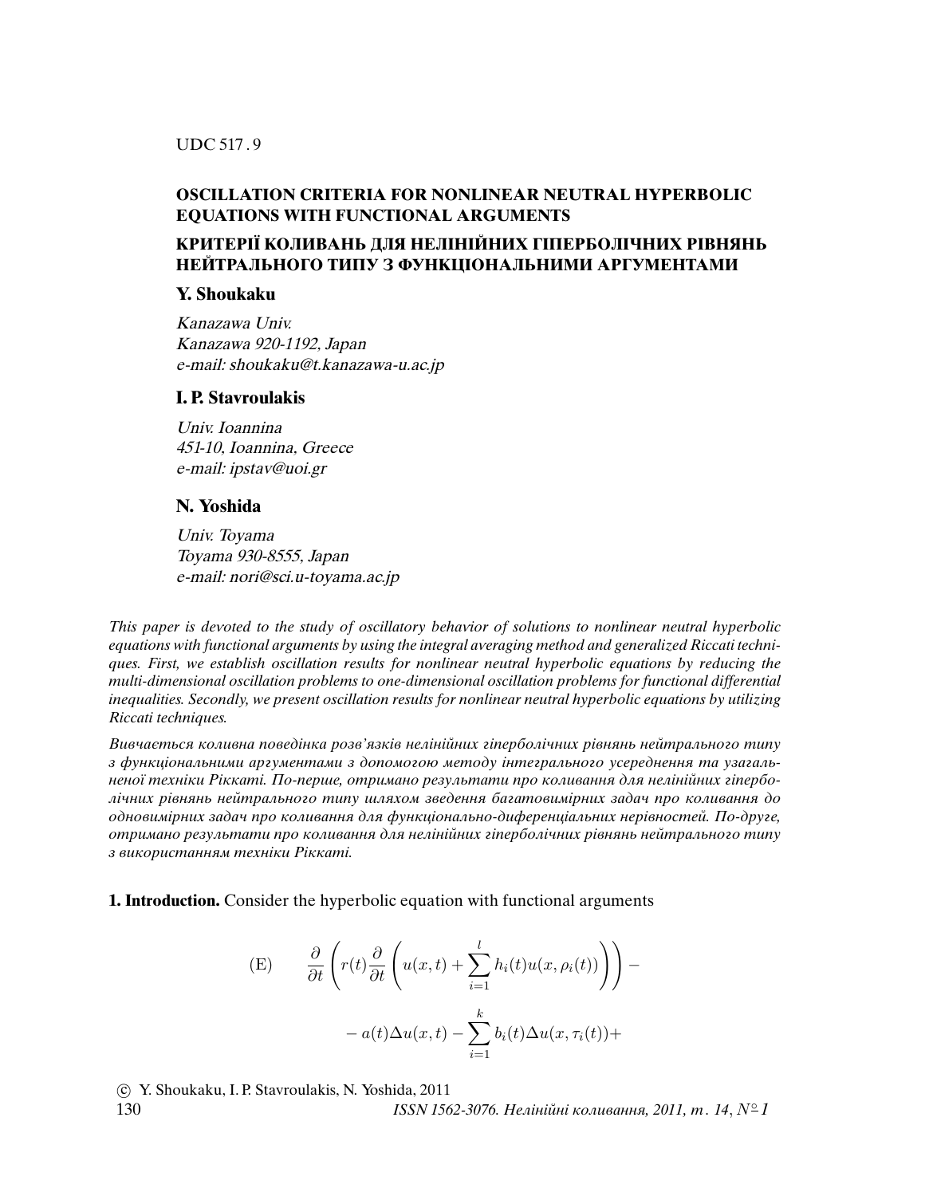UDC 517 . 9

# OSCILLATION CRITERIA FOR NONLINEAR NEUTRAL HYPERBOLIC EQUATIONS WITH FUNCTIONAL ARGUMENTS

# КРИТЕРІЇ КОЛИВАНЬ ДЛЯ НЕЛІНІЙНИХ ГІПЕРБОЛІЧНИХ РІВНЯНЬ НЕЙТРАЛЬНОГО ТИПУ З ФУНКЦІОНАЛЬНИМИ АРГУМЕНТАМИ

**Y. Shoukaku**

*Kanazawa Univ.*
*Kanazawa 920-1192, Japan*
*e-mail: shoukaku@t.kanazawa-u.ac.jp*

**I. P. Stavroulakis**

*Univ. Ioannina*
*451-10, Ioannina, Greece*
*e-mail: ipstav@uoi.gr*

**N. Yoshida**

*Univ. Toyama*
*Toyama 930-8555, Japan*
*e-mail: nori@sci.u-toyama.ac.jp*

*This paper is devoted to the study of oscillatory behavior of solutions to nonlinear neutral hyperbolic equations with functional arguments by using the integral averaging method and generalized Riccati techniques. First, we establish oscillation results for nonlinear neutral hyperbolic equations by reducing the multi-dimensional oscillation problems to one-dimensional oscillation problems for functional differential inequalities. Secondly, we present oscillation results for nonlinear neutral hyperbolic equations by utilizing Riccati techniques.*

*Вивчається коливна поведінка розв'язків нелінійних гіперболічних рівнянь нейтрального типу з функціональними аргументами з допомогою методу інтегрального усереднення та узагальненої техніки Ріккаті. По-перше, отримано результати про коливання для нелінійних гіперболічних рівнянь нейтрального типу шляхом зведення багатовимірних задач про коливання до одновимірних задач про коливання для функціонально-диференціальних нерівностей. По-друге, отримано результати про коливання для нелінійних гіперболічних рівнянь нейтрального типу з використанням техніки Ріккаті.*

**1. Introduction.** Consider the hyperbolic equation with functional arguments

$$
\text{(E)} \qquad \frac{\partial}{\partial t}\left(r(t)\frac{\partial}{\partial t}\left(u(x,t)+\sum_{i=1}^{l}h_i(t)u(x,\rho_i(t))\right)\right)-
$$

$$
-\, a(t)\Delta u(x,t)-\sum_{i=1}^{k}b_i(t)\Delta u(x,\tau_i(t))+
$$

© Y. Shoukaku, I. P. Stavroulakis, N. Yoshida, 2011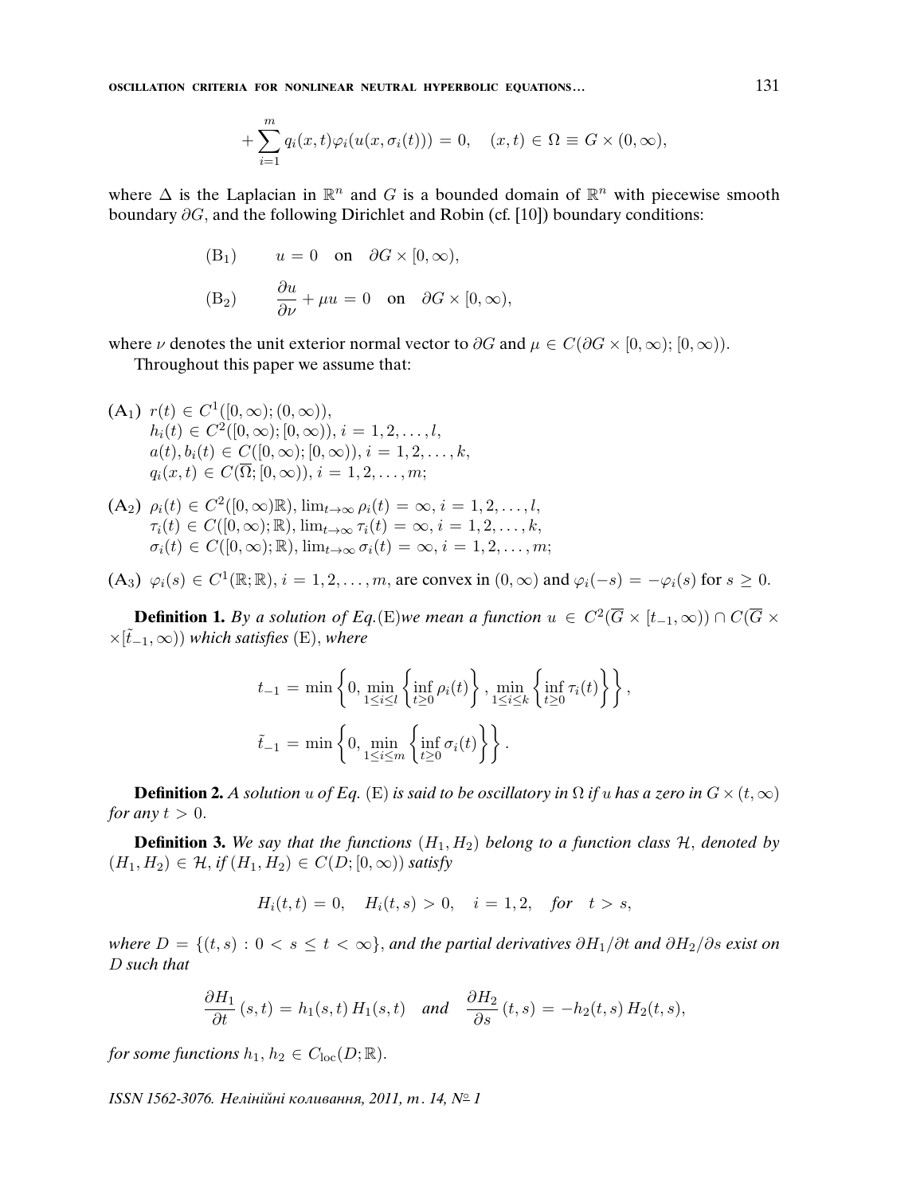$$+\sum_{i=1}^{m} q_i(x,t)\varphi_i(u(x,\sigma_i(t))) = 0, \quad (x,t) \in \Omega \equiv G \times (0,\infty),$$

where $\Delta$ is the Laplacian in $\mathbb{R}^n$ and $G$ is a bounded domain of $\mathbb{R}^n$ with piecewise smooth boundary $\partial G$, and the following Dirichlet and Robin (cf. [10]) boundary conditions:

$$(\mathrm{B}_1) \qquad u = 0 \quad \text{on} \quad \partial G \times [0,\infty),$$

$$(\mathrm{B}_2) \qquad \frac{\partial u}{\partial \nu} + \mu u = 0 \quad \text{on} \quad \partial G \times [0,\infty),$$

where $\nu$ denotes the unit exterior normal vector to $\partial G$ and $\mu \in C(\partial G \times [0,\infty); [0,\infty))$.

Throughout this paper we assume that:

($\mathrm{A}_1$) $r(t) \in C^1([0,\infty);(0,\infty))$,
$h_i(t) \in C^2([0,\infty);[0,\infty))$, $i = 1,2,\ldots,l$,
$a(t), b_i(t) \in C([0,\infty);[0,\infty))$, $i = 1,2,\ldots,k$,
$q_i(x,t) \in C(\overline{\Omega};[0,\infty))$, $i = 1,2,\ldots,m$;

($\mathrm{A}_2$) $\rho_i(t) \in C^2([0,\infty)\mathbb{R})$, $\lim_{t\to\infty}\rho_i(t) = \infty$, $i = 1,2,\ldots,l$,
$\tau_i(t) \in C([0,\infty);\mathbb{R})$, $\lim_{t\to\infty}\tau_i(t) = \infty$, $i = 1,2,\ldots,k$,
$\sigma_i(t) \in C([0,\infty);\mathbb{R})$, $\lim_{t\to\infty}\sigma_i(t) = \infty$, $i = 1,2,\ldots,m$;

($\mathrm{A}_3$) $\varphi_i(s) \in C^1(\mathbb{R};\mathbb{R})$, $i = 1,2,\ldots,m$, are convex in $(0,\infty)$ and $\varphi_i(-s) = -\varphi_i(s)$ for $s \geq 0$.

**Definition 1.** *By a solution of Eq.*(E)*we mean a function* $u \in C^2(\overline{G} \times [t_{-1},\infty)) \cap C(\overline{G} \times [\tilde{t}_{-1},\infty))$ *which satisfies* (E), *where*

$$t_{-1} = \min\left\{0, \min_{1\leq i\leq l}\left\{\inf_{t\geq 0}\rho_i(t)\right\}, \min_{1\leq i\leq k}\left\{\inf_{t\geq 0}\tau_i(t)\right\}\right\},$$

$$\tilde{t}_{-1} = \min\left\{0, \min_{1\leq i\leq m}\left\{\inf_{t\geq 0}\sigma_i(t)\right\}\right\}.$$

**Definition 2.** *A solution* $u$ *of Eq.* (E) *is said to be oscillatory in* $\Omega$ *if* $u$ *has a zero in* $G \times (t,\infty)$ *for any* $t > 0$.

**Definition 3.** *We say that the functions* $(H_1,H_2)$ *belong to a function class* $\mathcal{H}$, *denoted by* $(H_1,H_2) \in \mathcal{H}$, *if* $(H_1,H_2) \in C(D;[0,\infty))$ *satisfy*

$$H_i(t,t) = 0, \quad H_i(t,s) > 0, \quad i = 1,2, \quad \text{for} \quad t > s,$$

*where* $D = \{(t,s) : 0 < s \leq t < \infty\}$, *and the partial derivatives* $\partial H_1/\partial t$ *and* $\partial H_2/\partial s$ *exist on* $D$ *such that*

$$\frac{\partial H_1}{\partial t}(s,t) = h_1(s,t)\,H_1(s,t) \quad \text{and} \quad \frac{\partial H_2}{\partial s}(t,s) = -h_2(t,s)\,H_2(t,s),$$

*for some functions* $h_1, h_2 \in C_{\mathrm{loc}}(D;\mathbb{R})$.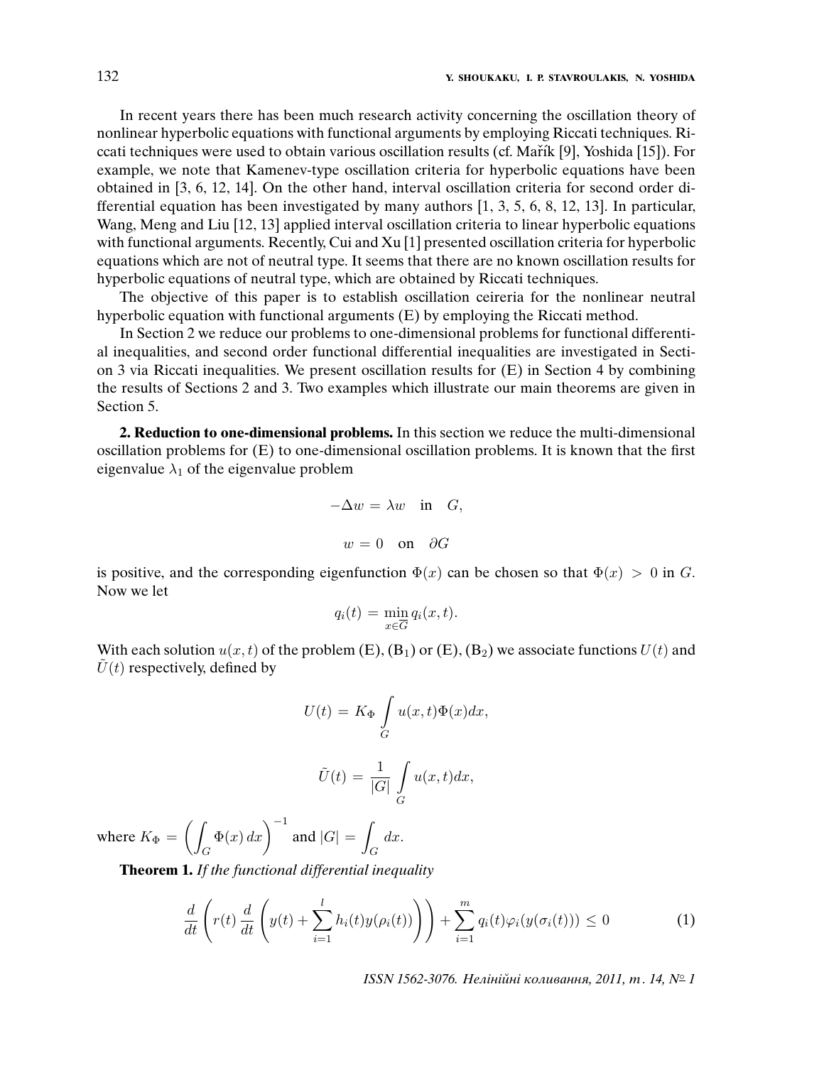In recent years there has been much research activity concerning the oscillation theory of nonlinear hyperbolic equations with functional arguments by employing Riccati techniques. Riccati techniques were used to obtain various oscillation results (cf. Mařík [9], Yoshida [15]). For example, we note that Kamenev-type oscillation criteria for hyperbolic equations have been obtained in [3, 6, 12, 14]. On the other hand, interval oscillation criteria for second order differential equation has been investigated by many authors [1, 3, 5, 6, 8, 12, 13]. In particular, Wang, Meng and Liu [12, 13] applied interval oscillation criteria to linear hyperbolic equations with functional arguments. Recently, Cui and Xu [1] presented oscillation criteria for hyperbolic equations which are not of neutral type. It seems that there are no known oscillation results for hyperbolic equations of neutral type, which are obtained by Riccati techniques.

The objective of this paper is to establish oscillation ceireria for the nonlinear neutral hyperbolic equation with functional arguments (E) by employing the Riccati method.

In Section 2 we reduce our problems to one-dimensional problems for functional differential inequalities, and second order functional differential inequalities are investigated in Section 3 via Riccati inequalities. We present oscillation results for (E) in Section 4 by combining the results of Sections 2 and 3. Two examples which illustrate our main theorems are given in Section 5.

**2. Reduction to one-dimensional problems.** In this section we reduce the multi-dimensional oscillation problems for (E) to one-dimensional oscillation problems. It is known that the first eigenvalue $\lambda_1$ of the eigenvalue problem

$$-\Delta w = \lambda w \quad \text{in} \quad G,$$

$$w = 0 \quad \text{on} \quad \partial G$$

is positive, and the corresponding eigenfunction $\Phi(x)$ can be chosen so that $\Phi(x) > 0$ in $G$. Now we let

$$q_i(t) = \min_{x \in \overline{G}} q_i(x,t).$$

With each solution $u(x,t)$ of the problem (E), ($B_1$) or (E), ($B_2$) we associate functions $U(t)$ and $\tilde{U}(t)$ respectively, defined by

$$U(t) = K_\Phi \int\limits_G u(x,t)\Phi(x)dx,$$

$$\tilde{U}(t) = \frac{1}{|G|} \int\limits_G u(x,t)dx,$$

where $K_\Phi = \left( \int_G \Phi(x)\,dx \right)^{-1}$ and $|G| = \int_G dx$.

**Theorem 1.** *If the functional differential inequality*

$$\frac{d}{dt}\left( r(t)\frac{d}{dt}\left( y(t) + \sum_{i=1}^{l} h_i(t) y(\rho_i(t)) \right) \right) + \sum_{i=1}^{m} q_i(t)\varphi_i(y(\sigma_i(t))) \leq 0 \tag{1}$$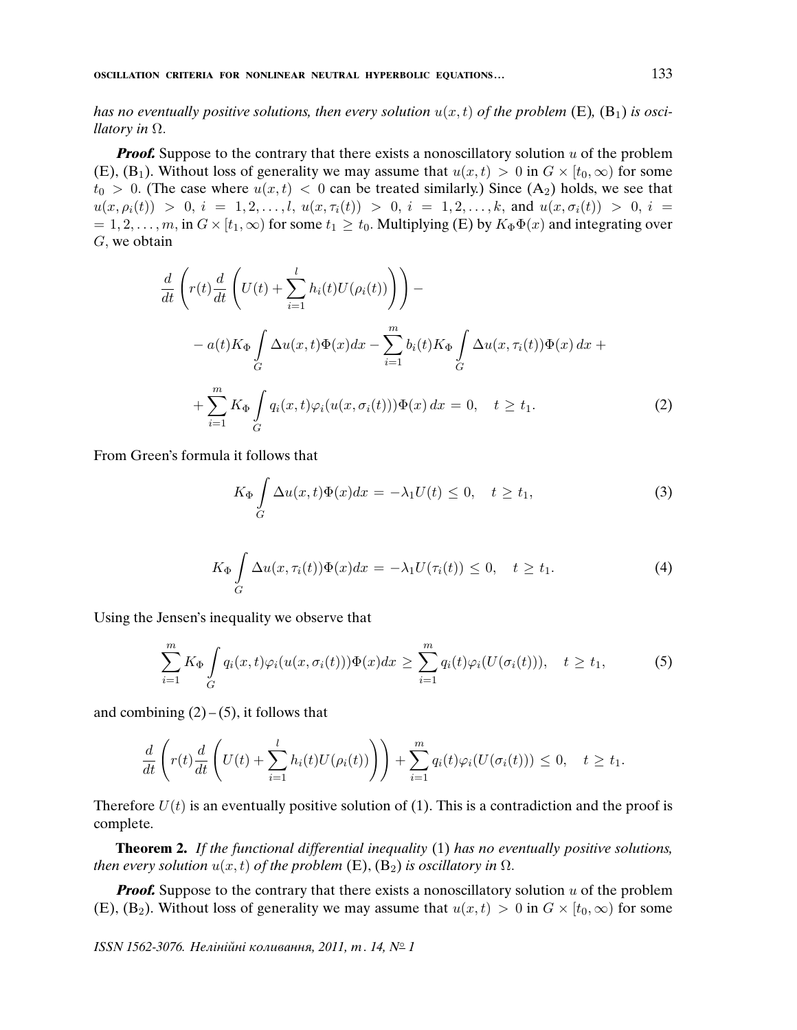*has no eventually positive solutions, then every solution $u(x,t)$ of the problem* (E), ($B_1$) *is oscillatory in* $\Omega$.

***Proof.*** Suppose to the contrary that there exists a nonoscillatory solution $u$ of the problem (E), ($B_1$). Without loss of generality we may assume that $u(x,t) > 0$ in $G \times [t_0, \infty)$ for some $t_0 > 0$. (The case where $u(x,t) < 0$ can be treated similarly.) Since ($A_2$) holds, we see that $u(x, \rho_i(t)) > 0$, $i = 1, 2, \ldots, l$, $u(x, \tau_i(t)) > 0$, $i = 1, 2, \ldots, k$, and $u(x, \sigma_i(t)) > 0$, $i = 1, 2, \ldots, m$, in $G \times [t_1, \infty)$ for some $t_1 \geq t_0$. Multiplying (E) by $K_\Phi \Phi(x)$ and integrating over $G$, we obtain

$$\frac{d}{dt}\left(r(t)\frac{d}{dt}\left(U(t) + \sum_{i=1}^{l} h_i(t) U(\rho_i(t))\right)\right) -$$

$$- a(t) K_\Phi \int\limits_G \Delta u(x,t)\Phi(x)dx - \sum_{i=1}^{m} b_i(t) K_\Phi \int\limits_G \Delta u(x, \tau_i(t))\Phi(x)\, dx +$$

$$+ \sum_{i=1}^{m} K_\Phi \int\limits_G q_i(x,t)\varphi_i(u(x,\sigma_i(t)))\Phi(x)\, dx = 0, \quad t \geq t_1. \tag{2}$$

From Green's formula it follows that

$$K_\Phi \int\limits_G \Delta u(x,t)\Phi(x)dx = -\lambda_1 U(t) \leq 0, \quad t \geq t_1, \tag{3}$$

$$K_\Phi \int\limits_G \Delta u(x,\tau_i(t))\Phi(x)dx = -\lambda_1 U(\tau_i(t)) \leq 0, \quad t \geq t_1. \tag{4}$$

Using the Jensen's inequality we observe that

$$\sum_{i=1}^{m} K_\Phi \int\limits_G q_i(x,t)\varphi_i(u(x,\sigma_i(t)))\Phi(x)dx \geq \sum_{i=1}^{m} q_i(t)\varphi_i(U(\sigma_i(t))), \quad t \geq t_1, \tag{5}$$

and combining (2)–(5), it follows that

$$\frac{d}{dt}\left(r(t)\frac{d}{dt}\left(U(t) + \sum_{i=1}^{l} h_i(t) U(\rho_i(t))\right)\right) + \sum_{i=1}^{m} q_i(t)\varphi_i(U(\sigma_i(t))) \leq 0, \quad t \geq t_1.$$

Therefore $U(t)$ is an eventually positive solution of (1). This is a contradiction and the proof is complete.

**Theorem 2.** *If the functional differential inequality* (1) *has no eventually positive solutions, then every solution $u(x,t)$ of the problem* (E), ($B_2$) *is oscillatory in* $\Omega$.

***Proof.*** Suppose to the contrary that there exists a nonoscillatory solution $u$ of the problem (E), ($B_2$). Without loss of generality we may assume that $u(x,t) > 0$ in $G \times [t_0, \infty)$ for some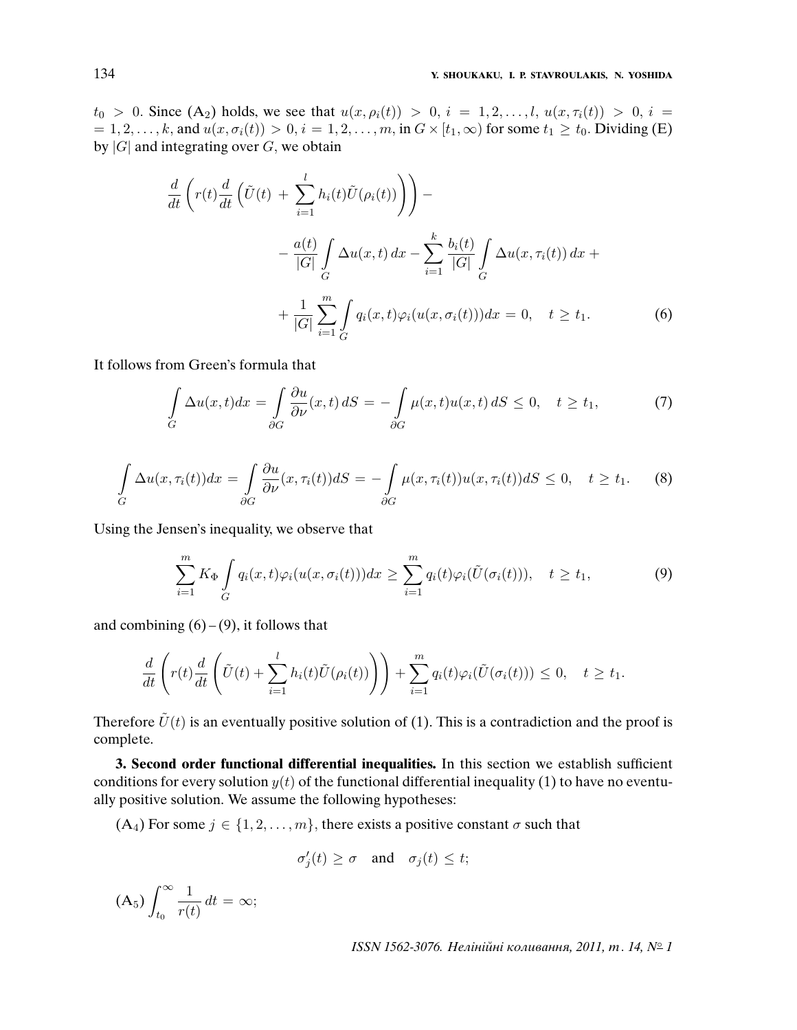$t_0 > 0$. Since ($A_2$) holds, we see that $u(x, \rho_i(t)) > 0$, $i = 1, 2, \ldots, l$, $u(x, \tau_i(t)) > 0$, $i = 1, 2, \ldots, k$, and $u(x, \sigma_i(t)) > 0$, $i = 1, 2, \ldots, m$, in $G \times [t_1, \infty)$ for some $t_1 \geq t_0$. Dividing (E) by $|G|$ and integrating over $G$, we obtain

$$
\frac{d}{dt}\left(r(t)\frac{d}{dt}\left(\tilde{U}(t) + \sum_{i=1}^{l} h_i(t)\tilde{U}(\rho_i(t))\right)\right) - \\
- \frac{a(t)}{|G|}\int_G \Delta u(x,t)\,dx - \sum_{i=1}^{k}\frac{b_i(t)}{|G|}\int_G \Delta u(x,\tau_i(t))\,dx + \\
+ \frac{1}{|G|}\sum_{i=1}^{m}\int_G q_i(x,t)\varphi_i(u(x,\sigma_i(t)))dx = 0, \quad t \geq t_1. \tag{6}
$$

It follows from Green's formula that

$$
\int_G \Delta u(x,t)dx = \int_{\partial G}\frac{\partial u}{\partial \nu}(x,t)\,dS = -\int_{\partial G}\mu(x,t)u(x,t)\,dS \leq 0, \quad t \geq t_1, \tag{7}
$$

$$
\int_G \Delta u(x,\tau_i(t))dx = \int_{\partial G}\frac{\partial u}{\partial \nu}(x,\tau_i(t))dS = -\int_{\partial G}\mu(x,\tau_i(t))u(x,\tau_i(t))dS \leq 0, \quad t \geq t_1. \tag{8}
$$

Using the Jensen's inequality, we observe that

$$
\sum_{i=1}^{m} K_\Phi \int_G q_i(x,t)\varphi_i(u(x,\sigma_i(t)))dx \geq \sum_{i=1}^{m} q_i(t)\varphi_i(\tilde{U}(\sigma_i(t))), \quad t \geq t_1, \tag{9}
$$

and combining (6) – (9), it follows that

$$
\frac{d}{dt}\left(r(t)\frac{d}{dt}\left(\tilde{U}(t) + \sum_{i=1}^{l} h_i(t)\tilde{U}(\rho_i(t))\right)\right) + \sum_{i=1}^{m} q_i(t)\varphi_i(\tilde{U}(\sigma_i(t))) \leq 0, \quad t \geq t_1.
$$

Therefore $\tilde{U}(t)$ is an eventually positive solution of (1). This is a contradiction and the proof is complete.

**3. Second order functional differential inequalities.** In this section we establish sufficient conditions for every solution $y(t)$ of the functional differential inequality (1) to have no eventually positive solution. We assume the following hypotheses:

($A_4$) For some $j \in \{1, 2, \ldots, m\}$, there exists a positive constant $\sigma$ such that

$$
\sigma_j'(t) \geq \sigma \quad \text{and} \quad \sigma_j(t) \leq t;
$$

($A_5$) $\displaystyle\int_{t_0}^{\infty} \frac{1}{r(t)}\,dt = \infty$;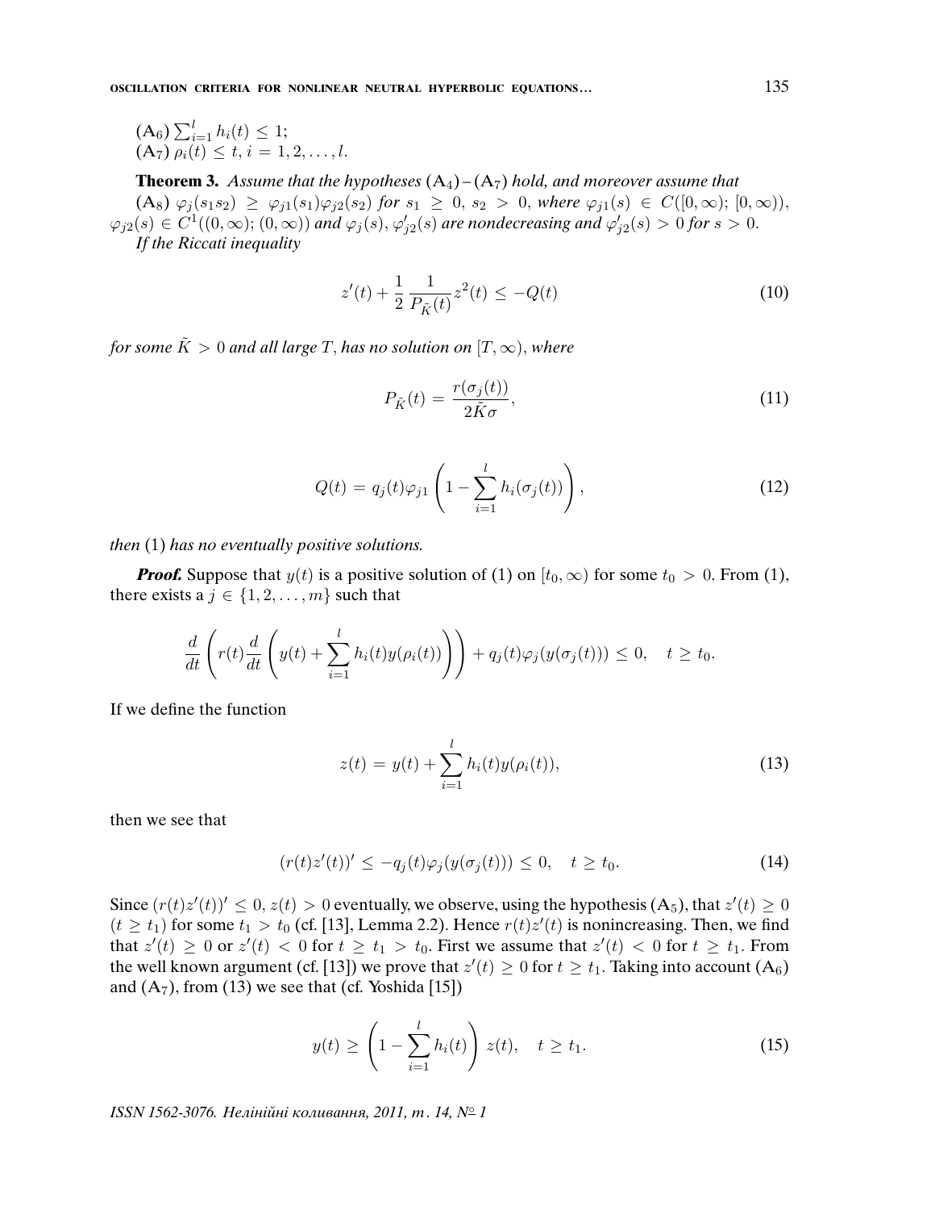(A$_6$) $\sum_{i=1}^{l} h_i(t) \leq 1$;
(A$_7$) $\rho_i(t) \leq t$, $i = 1, 2, \ldots, l$.

**Theorem 3.** *Assume that the hypotheses* (A$_4$)–(A$_7$) *hold, and moreover assume that*

(A$_8$) $\varphi_j(s_1 s_2) \geq \varphi_{j1}(s_1)\varphi_{j2}(s_2)$ *for* $s_1 \geq 0$, $s_2 > 0$, *where* $\varphi_{j1}(s) \in C([0,\infty); [0,\infty))$, $\varphi_{j2}(s) \in C^1((0,\infty); (0,\infty))$ *and* $\varphi_j(s)$, $\varphi'_{j2}(s)$ *are nondecreasing and* $\varphi'_{j2}(s) > 0$ *for* $s > 0$.

*If the Riccati inequality*

$$z'(t) + \frac{1}{2}\,\frac{1}{P_{\tilde{K}}(t)} z^2(t) \leq -Q(t) \tag{10}$$

*for some* $\tilde{K} > 0$ *and all large* $T$, *has no solution on* $[T, \infty)$, *where*

$$P_{\tilde{K}}(t) = \frac{r(\sigma_j(t))}{2\tilde{K}\sigma}, \tag{11}$$

$$Q(t) = q_j(t)\varphi_{j1}\left(1 - \sum_{i=1}^{l} h_i(\sigma_j(t))\right), \tag{12}$$

*then* (1) *has no eventually positive solutions.*

***Proof.*** Suppose that $y(t)$ is a positive solution of (1) on $[t_0, \infty)$ for some $t_0 > 0$. From (1), there exists a $j \in \{1, 2, \ldots, m\}$ such that

$$\frac{d}{dt}\left(r(t)\frac{d}{dt}\left(y(t) + \sum_{i=1}^{l} h_i(t) y(\rho_i(t))\right)\right) + q_j(t)\varphi_j(y(\sigma_j(t))) \leq 0, \quad t \geq t_0.$$

If we define the function

$$z(t) = y(t) + \sum_{i=1}^{l} h_i(t) y(\rho_i(t)), \tag{13}$$

then we see that

$$(r(t)z'(t))' \leq -q_j(t)\varphi_j(y(\sigma_j(t))) \leq 0, \quad t \geq t_0. \tag{14}$$

Since $(r(t)z'(t))' \leq 0$, $z(t) > 0$ eventually, we observe, using the hypothesis (A$_5$), that $z'(t) \geq 0$ $(t \geq t_1)$ for some $t_1 > t_0$ (cf. [13], Lemma 2.2). Hence $r(t)z'(t)$ is nonincreasing. Then, we find that $z'(t) \geq 0$ or $z'(t) < 0$ for $t \geq t_1 > t_0$. First we assume that $z'(t) < 0$ for $t \geq t_1$. From the well known argument (cf. [13]) we prove that $z'(t) \geq 0$ for $t \geq t_1$. Taking into account (A$_6$) and (A$_7$), from (13) we see that (cf. Yoshida [15])

$$y(t) \geq \left(1 - \sum_{i=1}^{l} h_i(t)\right) z(t), \quad t \geq t_1. \tag{15}$$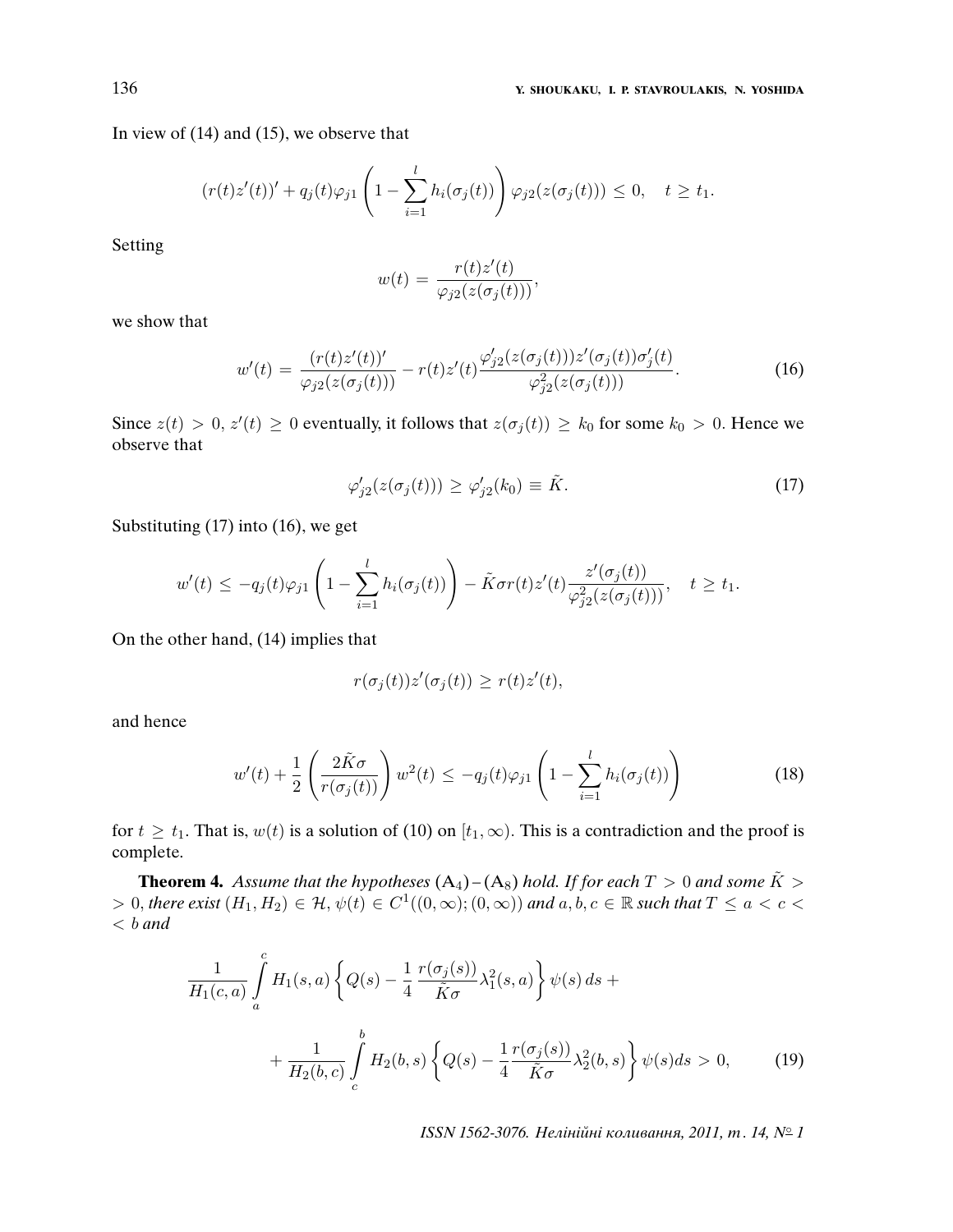In view of (14) and (15), we observe that

$$(r(t)z'(t))' + q_j(t)\varphi_{j1}\left(1 - \sum_{i=1}^{l} h_i(\sigma_j(t))\right)\varphi_{j2}(z(\sigma_j(t))) \le 0, \quad t \ge t_1.$$

Setting

$$w(t) = \frac{r(t)z'(t)}{\varphi_{j2}(z(\sigma_j(t)))},$$

we show that

$$w'(t) = \frac{(r(t)z'(t))'}{\varphi_{j2}(z(\sigma_j(t)))} - r(t)z'(t)\frac{\varphi_{j2}'(z(\sigma_j(t)))z'(\sigma_j(t))\sigma_j'(t)}{\varphi_{j2}^2(z(\sigma_j(t)))}. \tag{16}$$

Since $z(t) > 0$, $z'(t) \ge 0$ eventually, it follows that $z(\sigma_j(t)) \ge k_0$ for some $k_0 > 0$. Hence we observe that

$$\varphi_{j2}'(z(\sigma_j(t))) \ge \varphi_{j2}'(k_0) \equiv \tilde{K}. \tag{17}$$

Substituting (17) into (16), we get

$$w'(t) \le -q_j(t)\varphi_{j1}\left(1 - \sum_{i=1}^{l} h_i(\sigma_j(t))\right) - \tilde{K}\sigma r(t)z'(t)\frac{z'(\sigma_j(t))}{\varphi_{j2}^2(z(\sigma_j(t)))}, \quad t \ge t_1.$$

On the other hand, (14) implies that

$$r(\sigma_j(t))z'(\sigma_j(t)) \ge r(t)z'(t),$$

and hence

$$w'(t) + \frac{1}{2}\left(\frac{2\tilde{K}\sigma}{r(\sigma_j(t))}\right)w^2(t) \le -q_j(t)\varphi_{j1}\left(1 - \sum_{i=1}^{l} h_i(\sigma_j(t))\right) \tag{18}$$

for $t \ge t_1$. That is, $w(t)$ is a solution of (10) on $[t_1, \infty)$. This is a contradiction and the proof is complete.

**Theorem 4.** *Assume that the hypotheses* $(A_4)$–$(A_8)$ *hold. If for each* $T > 0$ *and some* $\tilde{K} > 0$, *there exist* $(H_1, H_2) \in \mathcal{H}$, $\psi(t) \in C^1((0,\infty);(0,\infty))$ *and* $a, b, c \in \mathbb{R}$ *such that* $T \le a < c < b$ *and*

$$\frac{1}{H_1(c,a)}\int_a^c H_1(s,a)\left\{Q(s) - \frac{1}{4}\frac{r(\sigma_j(s))}{\tilde{K}\sigma}\lambda_1^2(s,a)\right\}\psi(s)\,ds + \\ + \frac{1}{H_2(b,c)}\int_c^b H_2(b,s)\left\{Q(s) - \frac{1}{4}\frac{r(\sigma_j(s))}{\tilde{K}\sigma}\lambda_2^2(b,s)\right\}\psi(s)ds > 0, \tag{19}$$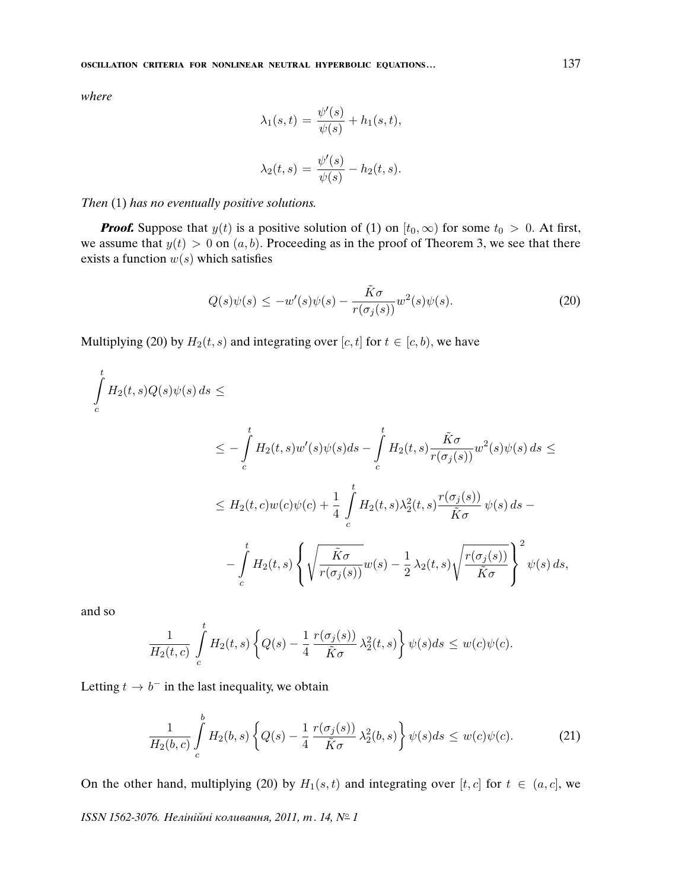*where*

$$\lambda_1(s,t) = \frac{\psi'(s)}{\psi(s)} + h_1(s,t),$$

$$\lambda_2(t,s) = \frac{\psi'(s)}{\psi(s)} - h_2(t,s).$$

*Then* (1) *has no eventually positive solutions.*

***Proof.*** Suppose that $y(t)$ is a positive solution of (1) on $[t_0, \infty)$ for some $t_0 > 0$. At first, we assume that $y(t) > 0$ on $(a, b)$. Proceeding as in the proof of Theorem 3, we see that there exists a function $w(s)$ which satisfies

$$Q(s)\psi(s) \le -w'(s)\psi(s) - \frac{\tilde{K}\sigma}{r(\sigma_j(s))} w^2(s)\psi(s). \tag{20}$$

Multiplying (20) by $H_2(t,s)$ and integrating over $[c,t]$ for $t \in [c, b)$, we have

$$\int_c^t H_2(t,s)Q(s)\psi(s)\,ds \le$$

$$\le -\int_c^t H_2(t,s)w'(s)\psi(s)ds - \int_c^t H_2(t,s)\frac{\tilde{K}\sigma}{r(\sigma_j(s))}w^2(s)\psi(s)\,ds \le$$

$$\le H_2(t,c)w(c)\psi(c) + \frac{1}{4}\int_c^t H_2(t,s)\lambda_2^2(t,s)\frac{r(\sigma_j(s))}{\tilde{K}\sigma}\,\psi(s)\,ds -$$

$$-\int_c^t H_2(t,s)\left\{\sqrt{\frac{\tilde{K}\sigma}{r(\sigma_j(s))}}w(s) - \frac{1}{2}\,\lambda_2(t,s)\sqrt{\frac{r(\sigma_j(s))}{\tilde{K}\sigma}}\right\}^2\psi(s)\,ds,$$

and so

$$\frac{1}{H_2(t,c)}\int_c^t H_2(t,s)\left\{Q(s) - \frac{1}{4}\,\frac{r(\sigma_j(s))}{\tilde{K}\sigma}\,\lambda_2^2(t,s)\right\}\psi(s)ds \le w(c)\psi(c).$$

Letting $t \to b^-$ in the last inequality, we obtain

$$\frac{1}{H_2(b,c)}\int_c^b H_2(b,s)\left\{Q(s) - \frac{1}{4}\,\frac{r(\sigma_j(s))}{\tilde{K}\sigma}\,\lambda_2^2(b,s)\right\}\psi(s)ds \le w(c)\psi(c). \tag{21}$$

On the other hand, multiplying (20) by $H_1(s,t)$ and integrating over $[t,c]$ for $t \in (a,c]$, we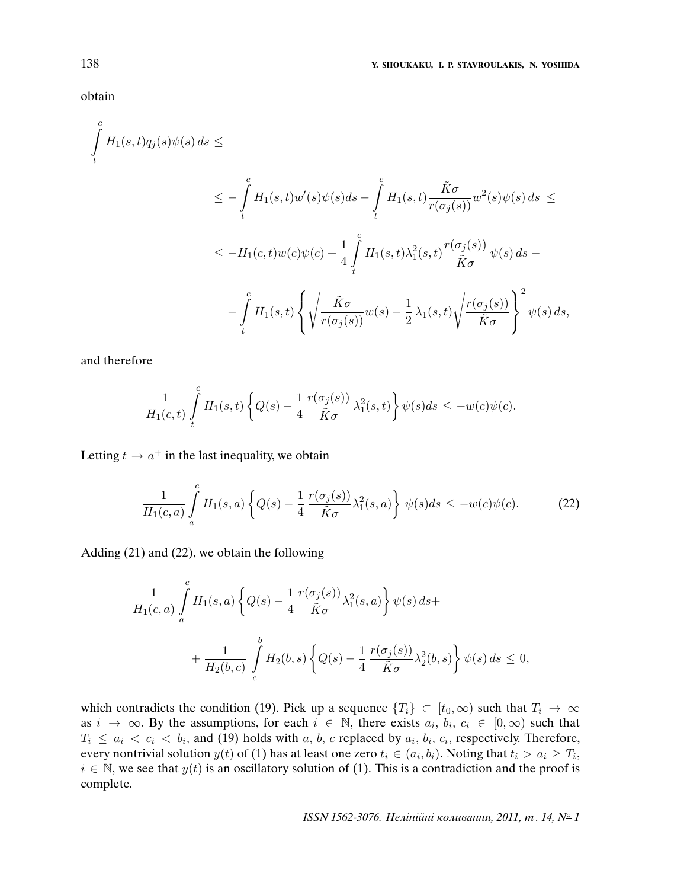obtain

$$\int_t^c H_1(s,t) q_j(s)\psi(s)\,ds \le$$

$$\le -\int_t^c H_1(s,t) w'(s)\psi(s) ds - \int_t^c H_1(s,t)\frac{\tilde{K}\sigma}{r(\sigma_j(s))} w^2(s)\psi(s)\,ds \le$$

$$\le -H_1(c,t)w(c)\psi(c) + \frac{1}{4}\int_t^c H_1(s,t)\lambda_1^2(s,t)\frac{r(\sigma_j(s))}{\tilde{K}\sigma}\,\psi(s)\,ds -$$

$$-\int_t^c H_1(s,t)\left\{\sqrt{\frac{\tilde{K}\sigma}{r(\sigma_j(s))}} w(s) - \frac{1}{2}\,\lambda_1(s,t)\sqrt{\frac{r(\sigma_j(s))}{\tilde{K}\sigma}}\right\}^2 \psi(s)\,ds,$$

and therefore

$$\frac{1}{H_1(c,t)}\int_t^c H_1(s,t)\left\{Q(s) - \frac{1}{4}\,\frac{r(\sigma_j(s))}{\tilde{K}\sigma}\,\lambda_1^2(s,t)\right\}\psi(s) ds \le -w(c)\psi(c).$$

Letting $t \to a^+$ in the last inequality, we obtain

$$\frac{1}{H_1(c,a)}\int_a^c H_1(s,a)\left\{Q(s) - \frac{1}{4}\,\frac{r(\sigma_j(s))}{\tilde{K}\sigma}\lambda_1^2(s,a)\right\}\,\psi(s) ds \le -w(c)\psi(c). \tag{22}$$

Adding (21) and (22), we obtain the following

$$\frac{1}{H_1(c,a)}\int_a^c H_1(s,a)\left\{Q(s) - \frac{1}{4}\,\frac{r(\sigma_j(s))}{\tilde{K}\sigma}\lambda_1^2(s,a)\right\}\psi(s)\,ds +$$

$$+\frac{1}{H_2(b,c)}\int_c^b H_2(b,s)\left\{Q(s) - \frac{1}{4}\,\frac{r(\sigma_j(s))}{\tilde{K}\sigma}\lambda_2^2(b,s)\right\}\psi(s)\,ds \le 0,$$

which contradicts the condition (19). Pick up a sequence $\{T_i\} \subset [t_0,\infty)$ such that $T_i \to \infty$ as $i \to \infty$. By the assumptions, for each $i \in \mathbb{N}$, there exists $a_i$, $b_i$, $c_i \in [0,\infty)$ such that $T_i \le a_i < c_i < b_i$, and (19) holds with $a$, $b$, $c$ replaced by $a_i$, $b_i$, $c_i$, respectively. Therefore, every nontrivial solution $y(t)$ of (1) has at least one zero $t_i \in (a_i, b_i)$. Noting that $t_i > a_i \ge T_i$, $i \in \mathbb{N}$, we see that $y(t)$ is an oscillatory solution of (1). This is a contradiction and the proof is complete.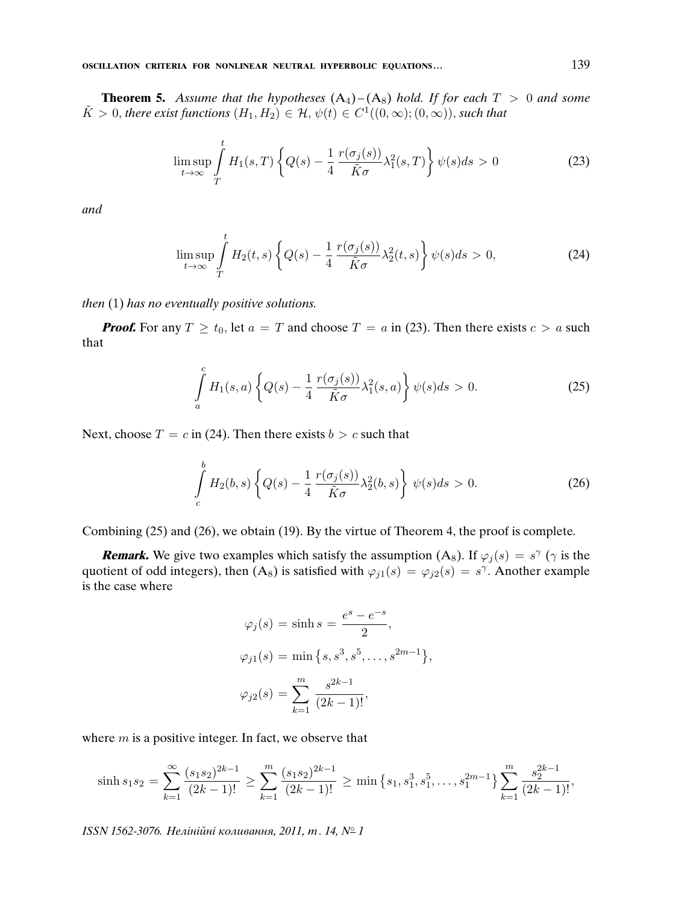**Theorem 5.** *Assume that the hypotheses* $(\mathrm{A}_4)$ – $(\mathrm{A}_8)$ *hold. If for each* $T > 0$ *and some* $\tilde{K} > 0$, *there exist functions* $(H_1, H_2) \in \mathcal{H}$, $\psi(t) \in C^1((0,\infty);(0,\infty))$, *such that*

$$\limsup_{t\to\infty} \int_T^t H_1(s,T)\left\{Q(s) - \frac{1}{4}\,\frac{r(\sigma_j(s))}{\tilde{K}\sigma}\lambda_1^2(s,T)\right\}\psi(s)ds > 0 \tag{23}$$

*and*

$$\limsup_{t\to\infty} \int_T^t H_2(t,s)\left\{Q(s) - \frac{1}{4}\,\frac{r(\sigma_j(s))}{\tilde{K}\sigma}\lambda_2^2(t,s)\right\}\psi(s)ds > 0, \tag{24}$$

*then* (1) *has no eventually positive solutions.*

***Proof.*** For any $T \geq t_0$, let $a = T$ and choose $T = a$ in (23). Then there exists $c > a$ such that

$$\int_a^c H_1(s,a)\left\{Q(s) - \frac{1}{4}\,\frac{r(\sigma_j(s))}{\tilde{K}\sigma}\lambda_1^2(s,a)\right\}\psi(s)ds > 0. \tag{25}$$

Next, choose $T = c$ in (24). Then there exists $b > c$ such that

$$\int_c^b H_2(b,s)\left\{Q(s) - \frac{1}{4}\,\frac{r(\sigma_j(s))}{\tilde{K}\sigma}\lambda_2^2(b,s)\right\}\psi(s)ds > 0. \tag{26}$$

Combining (25) and (26), we obtain (19). By the virtue of Theorem 4, the proof is complete.

***Remark.*** We give two examples which satisfy the assumption $(\mathrm{A}_8)$. If $\varphi_j(s) = s^\gamma$ ($\gamma$ is the quotient of odd integers), then $(\mathrm{A}_8)$ is satisfied with $\varphi_{j1}(s) = \varphi_{j2}(s) = s^\gamma$. Another example is the case where

$$\varphi_j(s) = \sinh s = \frac{e^s - e^{-s}}{2},$$

$$\varphi_{j1}(s) = \min\left\{s, s^3, s^5, \ldots, s^{2m-1}\right\},$$

$$\varphi_{j2}(s) = \sum_{k=1}^{m} \frac{s^{2k-1}}{(2k-1)!},$$

where $m$ is a positive integer. In fact, we observe that

$$\sinh s_1 s_2 = \sum_{k=1}^{\infty} \frac{(s_1 s_2)^{2k-1}}{(2k-1)!} \geq \sum_{k=1}^{m} \frac{(s_1 s_2)^{2k-1}}{(2k-1)!} \geq \min\left\{s_1, s_1^3, s_1^5, \ldots, s_1^{2m-1}\right\} \sum_{k=1}^{m} \frac{s_2^{2k-1}}{(2k-1)!},$$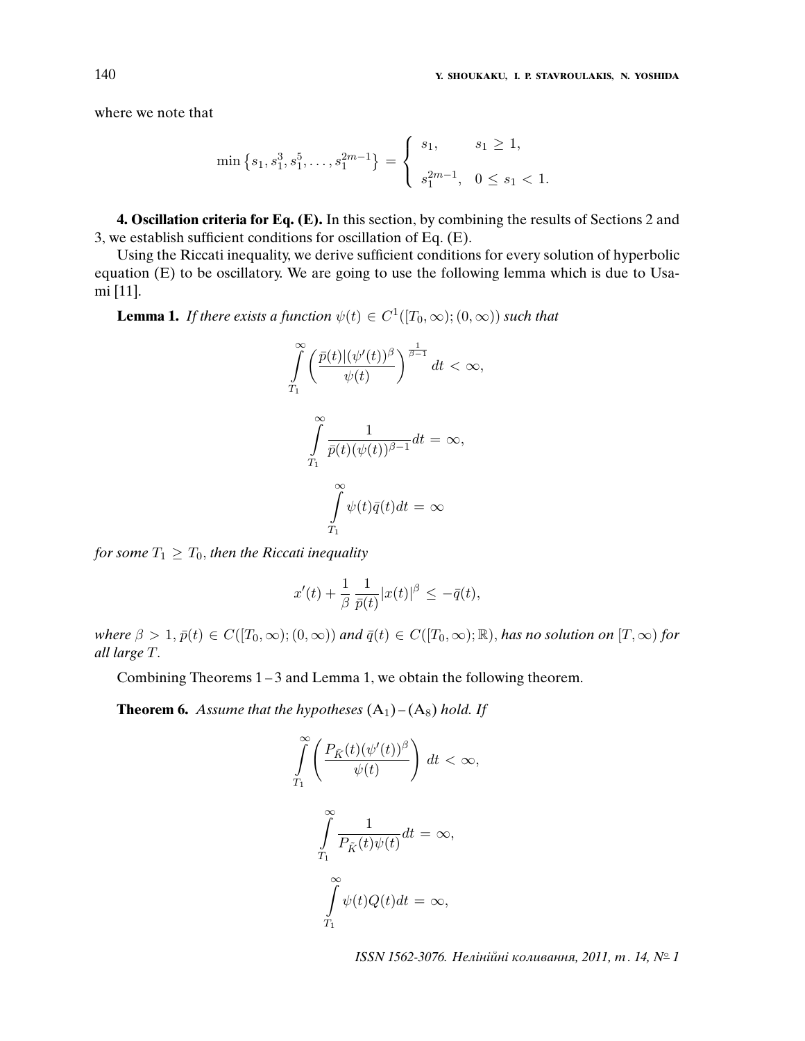where we note that

$$\min\left\{s_1, s_1^3, s_1^5, \ldots, s_1^{2m-1}\right\} = \begin{cases} s_1, & s_1 \geq 1, \\ s_1^{2m-1}, & 0 \leq s_1 < 1. \end{cases}$$

**4. Oscillation criteria for Eq. (E).** In this section, by combining the results of Sections 2 and 3, we establish sufficient conditions for oscillation of Eq. (E).

Using the Riccati inequality, we derive sufficient conditions for every solution of hyperbolic equation (E) to be oscillatory. We are going to use the following lemma which is due to Usami [11].

**Lemma 1.** *If there exists a function $\psi(t) \in C^1([T_0, \infty); (0, \infty))$ such that*

$$\int_{T_1}^{\infty} \left( \frac{\bar{p}(t)|(\psi'(t))^{\beta}}{\psi(t)} \right)^{\frac{1}{\beta-1}} dt < \infty,$$

$$\int_{T_1}^{\infty} \frac{1}{\bar{p}(t)(\psi(t))^{\beta-1}} dt = \infty,$$

$$\int_{T_1}^{\infty} \psi(t)\bar{q}(t) dt = \infty$$

*for some $T_1 \geq T_0$, then the Riccati inequality*

$$x'(t) + \frac{1}{\beta} \frac{1}{\bar{p}(t)} |x(t)|^{\beta} \leq -\bar{q}(t),$$

*where $\beta > 1$, $\bar{p}(t) \in C([T_0, \infty); (0, \infty))$ and $\bar{q}(t) \in C([T_0, \infty); \mathbb{R})$, has no solution on $[T, \infty)$ for all large $T$.*

Combining Theorems 1–3 and Lemma 1, we obtain the following theorem.

**Theorem 6.** *Assume that the hypotheses* $(A_1)$–$(A_8)$ *hold. If*

$$\int_{T_1}^{\infty} \left( \frac{P_{\tilde{K}}(t)(\psi'(t))^{\beta}}{\psi(t)} \right) dt < \infty,$$

$$\int_{T_1}^{\infty} \frac{1}{P_{\tilde{K}}(t)\psi(t)} dt = \infty,$$

$$\int_{T_1}^{\infty} \psi(t)Q(t) dt = \infty,$$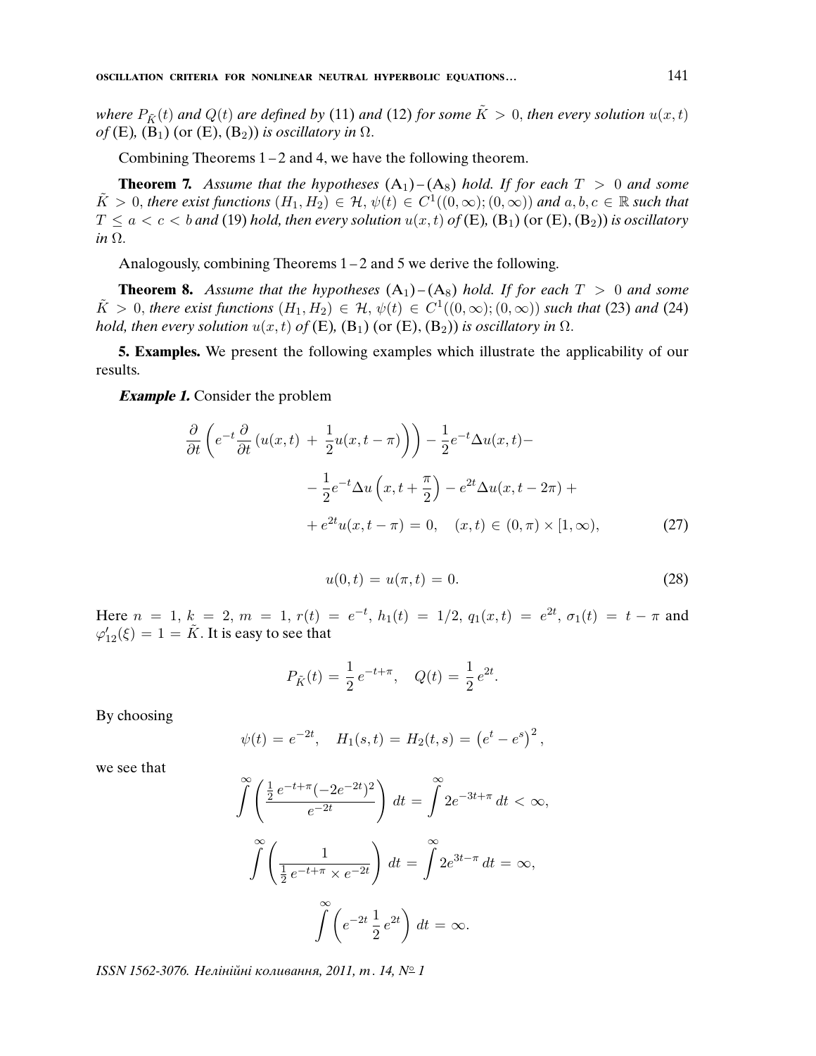*where $P_{\tilde{K}}(t)$ and $Q(t)$ are defined by* (11) *and* (12) *for some $\tilde{K} > 0$, then every solution $u(x,t)$ of* (E)*,* (B$_1$) (or (E), (B$_2$)) *is oscillatory in $\Omega$.*

Combining Theorems 1 – 2 and 4, we have the following theorem.

**Theorem 7.** *Assume that the hypotheses* (A$_1$) – (A$_8$) *hold. If for each $T > 0$ and some $\tilde{K} > 0$, there exist functions $(H_1, H_2) \in \mathcal{H}$, $\psi(t) \in C^1((0,\infty);(0,\infty))$ and $a, b, c \in \mathbb{R}$ such that $T \leq a < c < b$ and* (19) *hold, then every solution $u(x,t)$ of* (E)*,* (B$_1$) (or (E), (B$_2$)) *is oscillatory in $\Omega$.*

Analogously, combining Theorems 1 – 2 and 5 we derive the following.

**Theorem 8.** *Assume that the hypotheses* (A$_1$) – (A$_8$) *hold. If for each $T > 0$ and some $\tilde{K} > 0$, there exist functions $(H_1, H_2) \in \mathcal{H}$, $\psi(t) \in C^1((0,\infty);(0,\infty))$ such that* (23) *and* (24) *hold, then every solution $u(x,t)$ of* (E)*,* (B$_1$) (or (E), (B$_2$)) *is oscillatory in $\Omega$.*

**5. Examples.** We present the following examples which illustrate the applicability of our results.

***Example 1.*** Consider the problem

$$\frac{\partial}{\partial t}\left(e^{-t}\frac{\partial}{\partial t}\left(u(x,t) + \frac{1}{2}u(x,t-\pi)\right)\right) - \frac{1}{2}e^{-t}\Delta u(x,t) -$$

$$- \frac{1}{2}e^{-t}\Delta u\left(x, t+\frac{\pi}{2}\right) - e^{2t}\Delta u(x,t-2\pi) +$$

$$+ e^{2t}u(x,t-\pi) = 0, \quad (x,t) \in (0,\pi) \times [1,\infty), \tag{27}$$

$$u(0,t) = u(\pi,t) = 0. \tag{28}$$

Here $n = 1$, $k = 2$, $m = 1$, $r(t) = e^{-t}$, $h_1(t) = 1/2$, $q_1(x,t) = e^{2t}$, $\sigma_1(t) = t - \pi$ and $\varphi'_{12}(\xi) = 1 = \tilde{K}$. It is easy to see that

$$P_{\tilde{K}}(t) = \frac{1}{2}e^{-t+\pi}, \quad Q(t) = \frac{1}{2}e^{2t}.$$

By choosing

$$\psi(t) = e^{-2t}, \quad H_1(s,t) = H_2(t,s) = \left(e^t - e^s\right)^2,$$

we see that

$$\int^{\infty}\left(\frac{\frac{1}{2}e^{-t+\pi}(-2e^{-2t})^2}{e^{-2t}}\right)dt = \int^{\infty} 2e^{-3t+\pi}\,dt < \infty,$$

$$\int^{\infty}\left(\frac{1}{\frac{1}{2}e^{-t+\pi} \times e^{-2t}}\right)dt = \int^{\infty} 2e^{3t-\pi}\,dt = \infty,$$

$$\int^{\infty}\left(e^{-2t}\,\frac{1}{2}e^{2t}\right)dt = \infty.$$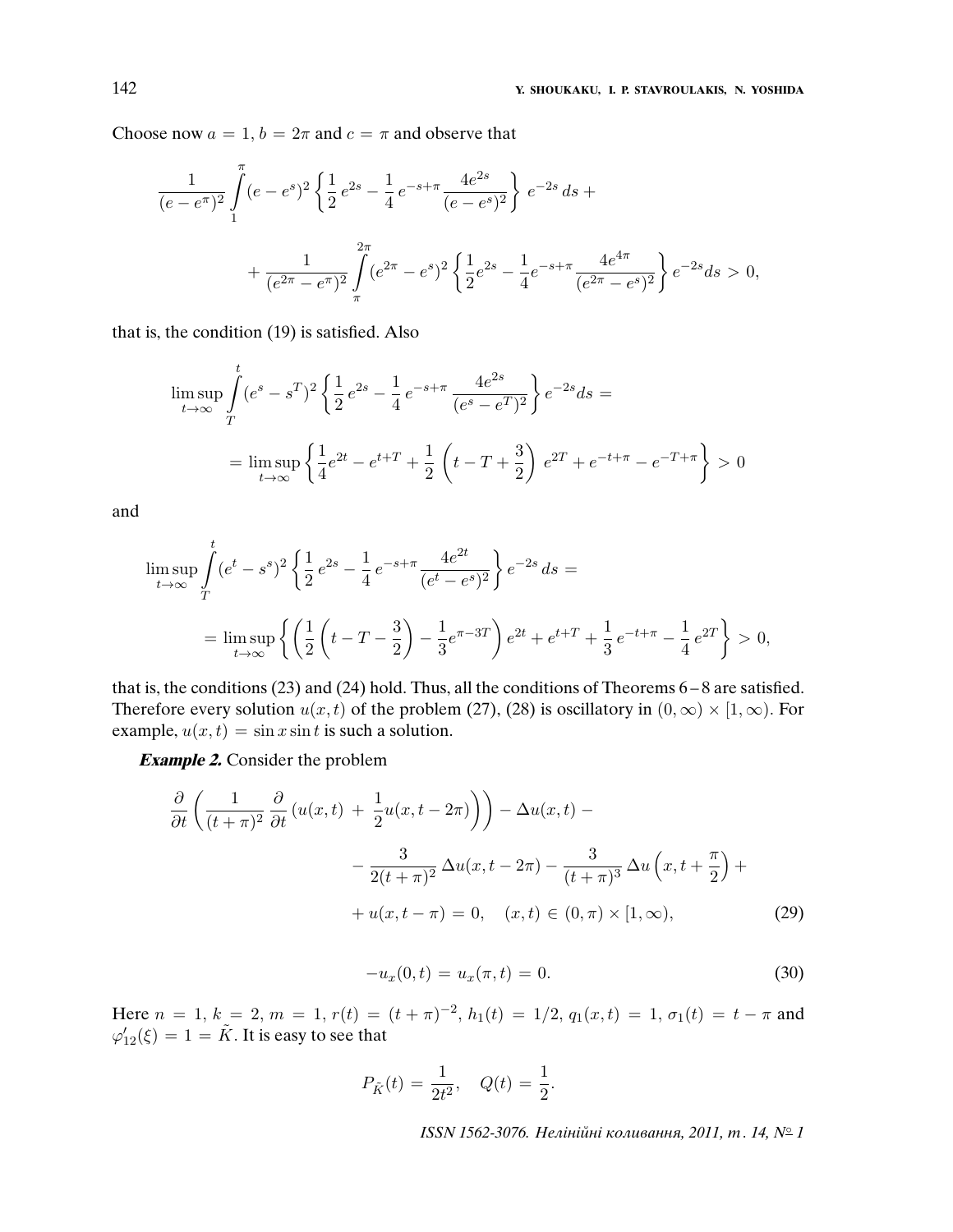Choose now $a = 1$, $b = 2\pi$ and $c = \pi$ and observe that

$$\frac{1}{(e - e^{\pi})^2} \int_1^{\pi} (e - e^s)^2 \left\{ \frac{1}{2} e^{2s} - \frac{1}{4} e^{-s+\pi} \frac{4e^{2s}}{(e - e^s)^2} \right\} e^{-2s}\, ds +$$

$$+ \frac{1}{(e^{2\pi} - e^{\pi})^2} \int_{\pi}^{2\pi} (e^{2\pi} - e^s)^2 \left\{ \frac{1}{2} e^{2s} - \frac{1}{4} e^{-s+\pi} \frac{4e^{4\pi}}{(e^{2\pi} - e^s)^2} \right\} e^{-2s} ds > 0,$$

that is, the condition (19) is satisfied. Also

$$\limsup_{t\to\infty} \int_T^t (e^s - s^T)^2 \left\{ \frac{1}{2} e^{2s} - \frac{1}{4} e^{-s+\pi} \frac{4e^{2s}}{(e^s - e^T)^2} \right\} e^{-2s} ds =$$

$$= \limsup_{t\to\infty} \left\{ \frac{1}{4} e^{2t} - e^{t+T} + \frac{1}{2} \left( t - T + \frac{3}{2} \right) e^{2T} + e^{-t+\pi} - e^{-T+\pi} \right\} > 0$$

and

$$\limsup_{t\to\infty} \int_T^t (e^t - s^s)^2 \left\{ \frac{1}{2} e^{2s} - \frac{1}{4} e^{-s+\pi} \frac{4e^{2t}}{(e^t - e^s)^2} \right\} e^{-2s}\, ds =$$

$$= \limsup_{t\to\infty} \left\{ \left( \frac{1}{2} \left( t - T - \frac{3}{2} \right) - \frac{1}{3} e^{\pi - 3T} \right) e^{2t} + e^{t+T} + \frac{1}{3} e^{-t+\pi} - \frac{1}{4} e^{2T} \right\} > 0,$$

that is, the conditions (23) and (24) hold. Thus, all the conditions of Theorems 6 – 8 are satisfied. Therefore every solution $u(x, t)$ of the problem (27), (28) is oscillatory in $(0, \infty) \times [1, \infty)$. For example, $u(x, t) = \sin x \sin t$ is such a solution.

***Example 2.*** Consider the problem

$$\frac{\partial}{\partial t} \left( \frac{1}{(t + \pi)^2} \frac{\partial}{\partial t} \left( u(x, t) + \frac{1}{2} u(x, t - 2\pi) \right) \right) - \Delta u(x, t) -$$

$$- \frac{3}{2(t + \pi)^2}\, \Delta u(x, t - 2\pi) - \frac{3}{(t + \pi)^3}\, \Delta u \left( x, t + \frac{\pi}{2} \right) +$$

$$+ u(x, t - \pi) = 0, \quad (x, t) \in (0, \pi) \times [1, \infty), \tag{29}$$

$$-u_x(0, t) = u_x(\pi, t) = 0. \tag{30}$$

Here $n = 1$, $k = 2$, $m = 1$, $r(t) = (t + \pi)^{-2}$, $h_1(t) = 1/2$, $q_1(x, t) = 1$, $\sigma_1(t) = t - \pi$ and $\varphi'_{12}(\xi) = 1 = \tilde{K}$. It is easy to see that

$$P_{\tilde{K}}(t) = \frac{1}{2t^2}, \quad Q(t) = \frac{1}{2}.$$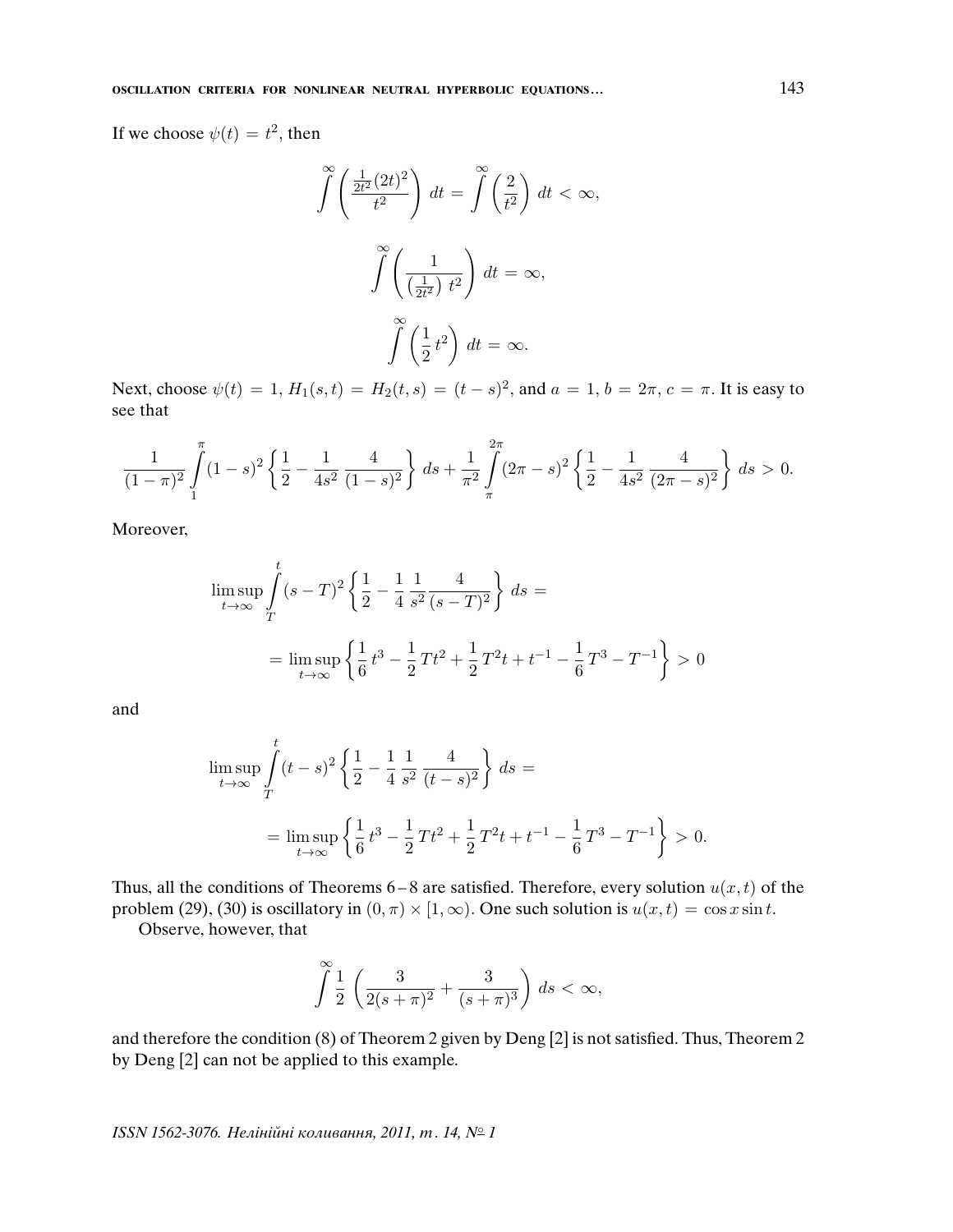If we choose $\psi(t) = t^2$, then

$$\int^{\infty} \left( \frac{\frac{1}{2t^2}(2t)^2}{t^2} \right) dt = \int^{\infty} \left( \frac{2}{t^2} \right) dt < \infty,$$

$$\int^{\infty} \left( \frac{1}{\left(\frac{1}{2t^2}\right) t^2} \right) dt = \infty,$$

$$\int^{\infty} \left( \frac{1}{2} t^2 \right) dt = \infty.$$

Next, choose $\psi(t) = 1$, $H_1(s,t) = H_2(t,s) = (t-s)^2$, and $a = 1$, $b = 2\pi$, $c = \pi$. It is easy to see that

$$\frac{1}{(1-\pi)^2} \int_1^{\pi} (1-s)^2 \left\{ \frac{1}{2} - \frac{1}{4s^2} \frac{4}{(1-s)^2} \right\} ds + \frac{1}{\pi^2} \int_{\pi}^{2\pi} (2\pi - s)^2 \left\{ \frac{1}{2} - \frac{1}{4s^2} \frac{4}{(2\pi - s)^2} \right\} ds > 0.$$

Moreover,

$$\limsup_{t \to \infty} \int_T^t (s-T)^2 \left\{ \frac{1}{2} - \frac{1}{4} \frac{1}{s^2} \frac{4}{(s-T)^2} \right\} ds =$$

$$= \limsup_{t \to \infty} \left\{ \frac{1}{6} t^3 - \frac{1}{2} T t^2 + \frac{1}{2} T^2 t + t^{-1} - \frac{1}{6} T^3 - T^{-1} \right\} > 0$$

and

$$\limsup_{t \to \infty} \int_T^t (t-s)^2 \left\{ \frac{1}{2} - \frac{1}{4} \frac{1}{s^2} \frac{4}{(t-s)^2} \right\} ds =$$

$$= \limsup_{t \to \infty} \left\{ \frac{1}{6} t^3 - \frac{1}{2} T t^2 + \frac{1}{2} T^2 t + t^{-1} - \frac{1}{6} T^3 - T^{-1} \right\} > 0.$$

Thus, all the conditions of Theorems 6 – 8 are satisfied. Therefore, every solution $u(x,t)$ of the problem (29), (30) is oscillatory in $(0, \pi) \times [1, \infty)$. One such solution is $u(x,t) = \cos x \sin t$.

Observe, however, that

$$\int^{\infty} \frac{1}{2} \left( \frac{3}{2(s+\pi)^2} + \frac{3}{(s+\pi)^3} \right) ds < \infty,$$

and therefore the condition (8) of Theorem 2 given by Deng [2] is not satisfied. Thus, Theorem 2 by Deng [2] can not be applied to this example.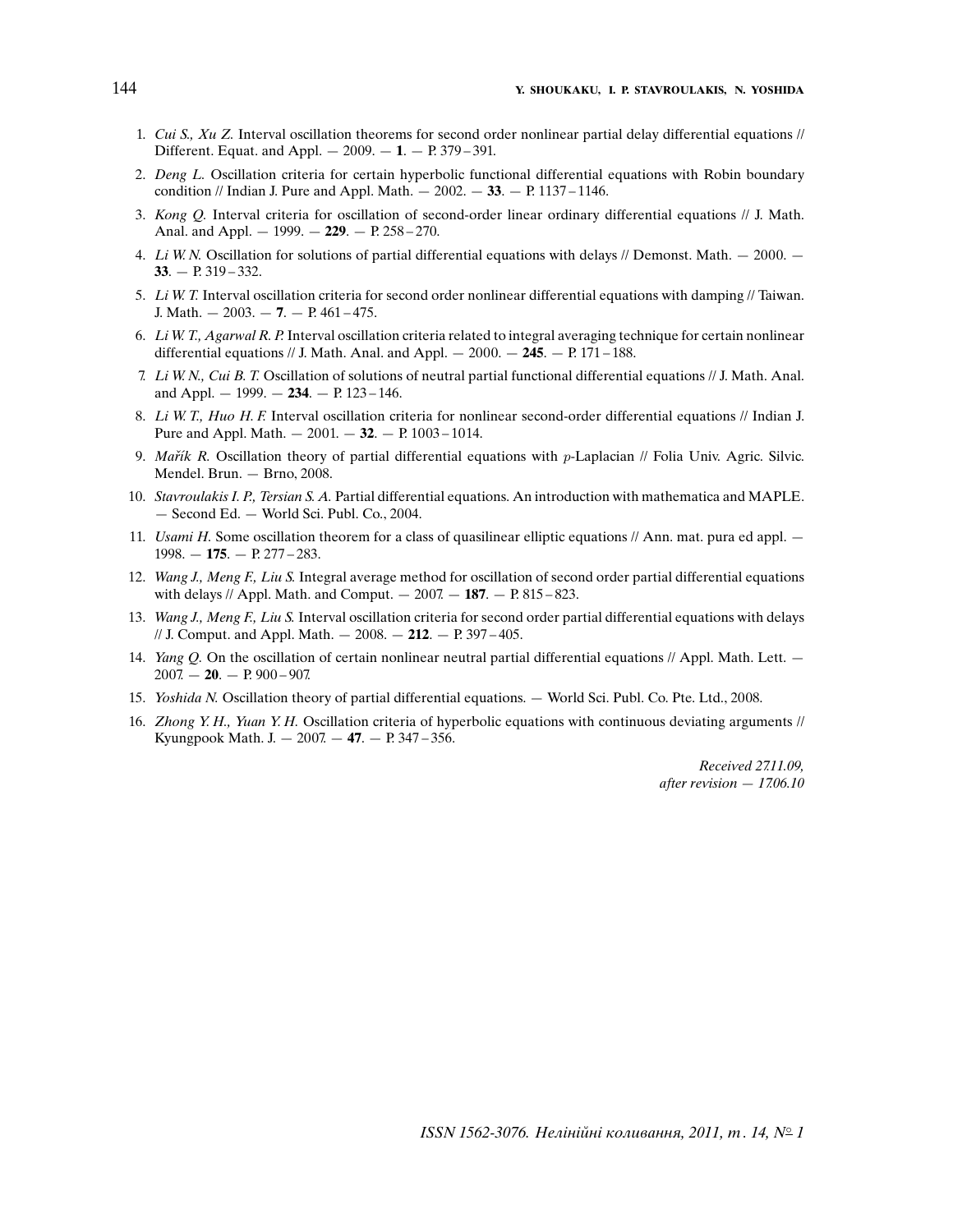1. *Cui S., Xu Z.* Interval oscillation theorems for second order nonlinear partial delay differential equations // Different. Equat. and Appl. — 2009. — **1**. — P. 379 – 391.

2. *Deng L.* Oscillation criteria for certain hyperbolic functional differential equations with Robin boundary condition // Indian J. Pure and Appl. Math. — 2002. — **33**. — P. 1137 – 1146.

3. *Kong Q.* Interval criteria for oscillation of second-order linear ordinary differential equations // J. Math. Anal. and Appl. — 1999. — **229**. — P. 258 – 270.

4. *Li W. N.* Oscillation for solutions of partial differential equations with delays // Demonst. Math. — 2000. — **33**. — P. 319 – 332.

5. *Li W. T.* Interval oscillation criteria for second order nonlinear differential equations with damping // Taiwan. J. Math. — 2003. — **7**. — P. 461 – 475.

6. *Li W. T., Agarwal R. P.* Interval oscillation criteria related to integral averaging technique for certain nonlinear differential equations // J. Math. Anal. and Appl. — 2000. — **245**. — P. 171 – 188.

7. *Li W. N., Cui B. T.* Oscillation of solutions of neutral partial functional differential equations // J. Math. Anal. and Appl. — 1999. — **234**. — P. 123 – 146.

8. *Li W. T., Huo H. F.* Interval oscillation criteria for nonlinear second-order differential equations // Indian J. Pure and Appl. Math. — 2001. — **32**. — P. 1003 – 1014.

9. *Mařík R.* Oscillation theory of partial differential equations with $p$-Laplacian // Folia Univ. Agric. Silvic. Mendel. Brun. — Brno, 2008.

10. *Stavroulakis I. P., Tersian S. A.* Partial differential equations. An introduction with mathematica and MAPLE. — Second Ed. — World Sci. Publ. Co., 2004.

11. *Usami H.* Some oscillation theorem for a class of quasilinear elliptic equations // Ann. mat. pura ed appl. — 1998. — **175**. — P. 277 – 283.

12. *Wang J., Meng F., Liu S.* Integral average method for oscillation of second order partial differential equations with delays // Appl. Math. and Comput. — 2007. — **187**. — P. 815 – 823.

13. *Wang J., Meng F., Liu S.* Interval oscillation criteria for second order partial differential equations with delays // J. Comput. and Appl. Math. — 2008. — **212**. — P. 397 – 405.

14. *Yang Q.* On the oscillation of certain nonlinear neutral partial differential equations // Appl. Math. Lett. — 2007. — **20**. — P. 900 – 907.

15. *Yoshida N.* Oscillation theory of partial differential equations. — World Sci. Publ. Co. Pte. Ltd., 2008.

16. *Zhong Y. H., Yuan Y. H.* Oscillation criteria of hyperbolic equations with continuous deviating arguments // Kyungpook Math. J. — 2007. — **47**. — P. 347 – 356.

*Received 27.11.09,*
*after revision — 17.06.10*